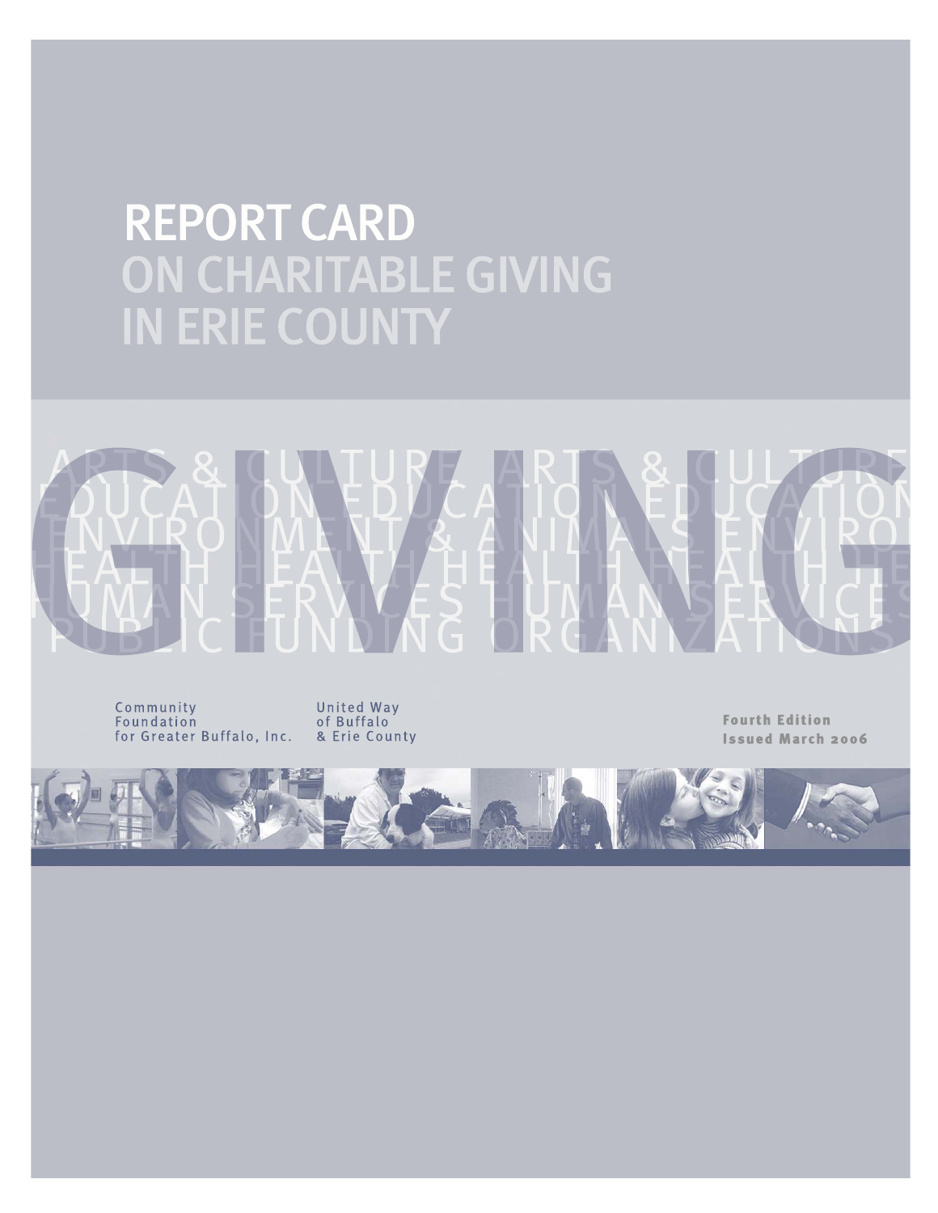# REPORT CARD ON CHARITABLE GIVING IN ERIE COUNTY

# GIVING

ARTS & CULTURE ARTS & CULTURE
EDUCATION EDUCATION EDUCATION
ENVIRONMENT & ANIMALS ENVIRO
HEALTH HEALTH HEALTH HEALTH HE
HUMAN SERVICES HUMAN SERVICES
PUBLIC FUNDING ORGANIZATIONS

Community Foundation for Greater Buffalo, Inc.

United Way of Buffalo & Erie County

**Fourth Edition**
**Issued March 2006**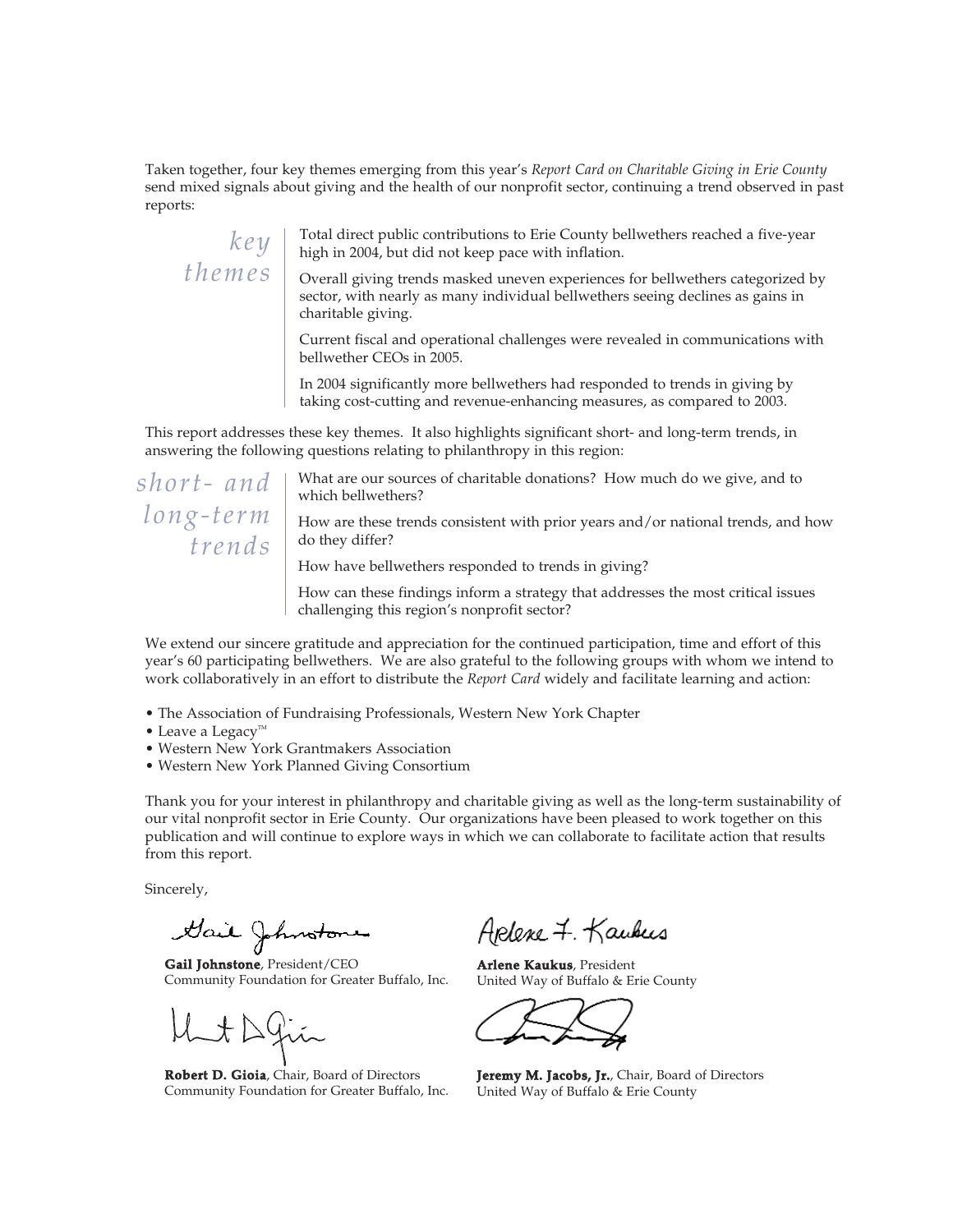Taken together, four key themes emerging from this year's *Report Card on Charitable Giving in Erie County* send mixed signals about giving and the health of our nonprofit sector, continuing a trend observed in past reports:

*key themes*

Total direct public contributions to Erie County bellwethers reached a five-year high in 2004, but did not keep pace with inflation.

Overall giving trends masked uneven experiences for bellwethers categorized by sector, with nearly as many individual bellwethers seeing declines as gains in charitable giving.

Current fiscal and operational challenges were revealed in communications with bellwether CEOs in 2005.

In 2004 significantly more bellwethers had responded to trends in giving by taking cost-cutting and revenue-enhancing measures, as compared to 2003.

This report addresses these key themes. It also highlights significant short- and long-term trends, in answering the following questions relating to philanthropy in this region:

*short- and long-term trends*

What are our sources of charitable donations? How much do we give, and to which bellwethers?

How are these trends consistent with prior years and/or national trends, and how do they differ?

How have bellwethers responded to trends in giving?

How can these findings inform a strategy that addresses the most critical issues challenging this region's nonprofit sector?

We extend our sincere gratitude and appreciation for the continued participation, time and effort of this year's 60 participating bellwethers. We are also grateful to the following groups with whom we intend to work collaboratively in an effort to distribute the *Report Card* widely and facilitate learning and action:

- The Association of Fundraising Professionals, Western New York Chapter
- Leave a Legacy™
- Western New York Grantmakers Association
- Western New York Planned Giving Consortium

Thank you for your interest in philanthropy and charitable giving as well as the long-term sustainability of our vital nonprofit sector in Erie County. Our organizations have been pleased to work together on this publication and will continue to explore ways in which we can collaborate to facilitate action that results from this report.

Sincerely,

**Gail Johnstone**, President/CEO
Community Foundation for Greater Buffalo, Inc.

**Arlene Kaukus**, President
United Way of Buffalo & Erie County

**Robert D. Gioia**, Chair, Board of Directors
Community Foundation for Greater Buffalo, Inc.

**Jeremy M. Jacobs, Jr.**, Chair, Board of Directors
United Way of Buffalo & Erie County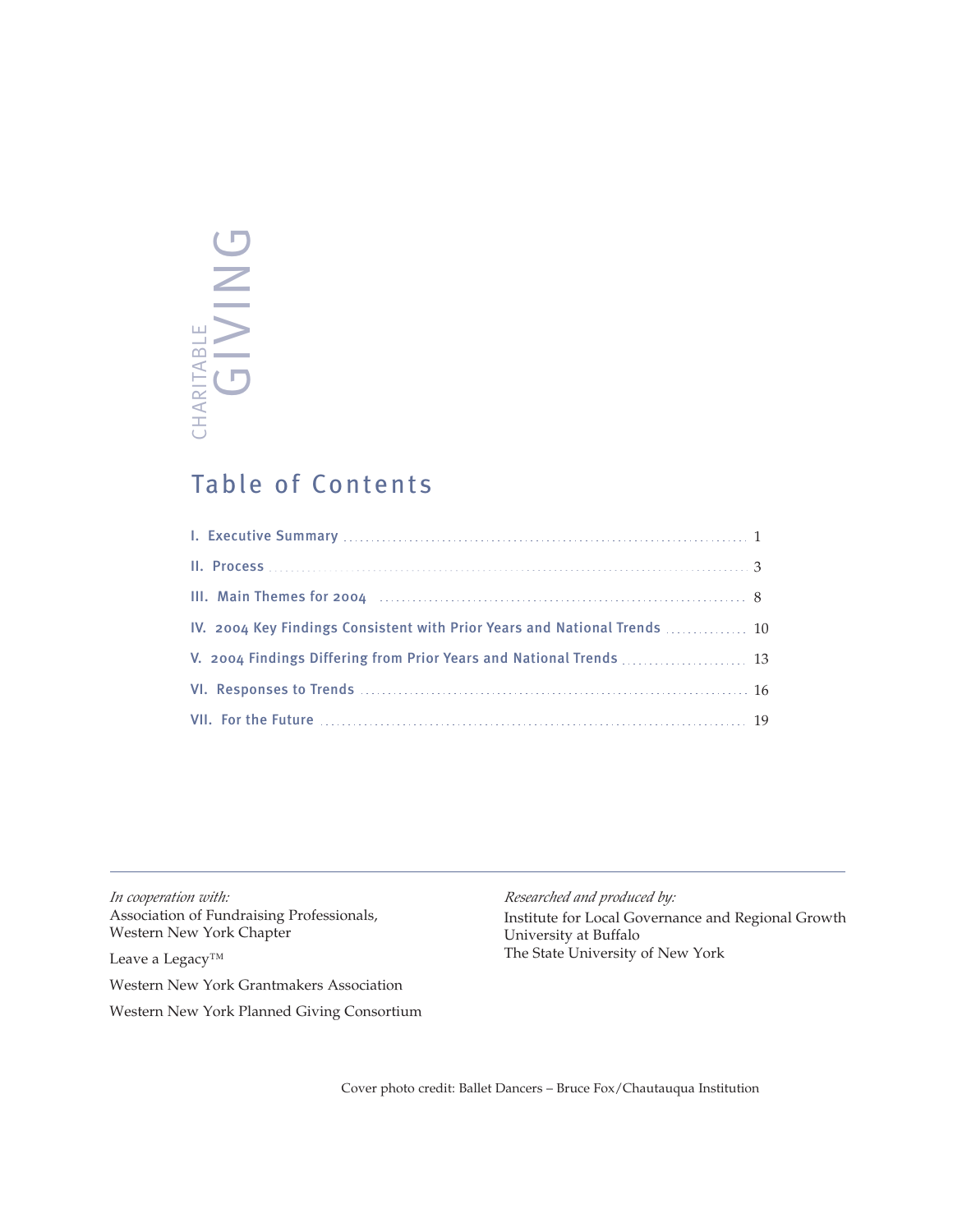CHARITABLE GIVING

## Table of Contents

| | |
|---|---|
| I. Executive Summary | 1 |
| II. Process | 3 |
| III. Main Themes for 2004 | 8 |
| IV. 2004 Key Findings Consistent with Prior Years and National Trends | 10 |
| V. 2004 Findings Differing from Prior Years and National Trends | 13 |
| VI. Responses to Trends | 16 |
| VII. For the Future | 19 |

*In cooperation with:*
Association of Fundraising Professionals,
Western New York Chapter

Leave a Legacy™

Western New York Grantmakers Association

Western New York Planned Giving Consortium

*Researched and produced by:*
Institute for Local Governance and Regional Growth
University at Buffalo
The State University of New York

Cover photo credit: Ballet Dancers – Bruce Fox/Chautauqua Institution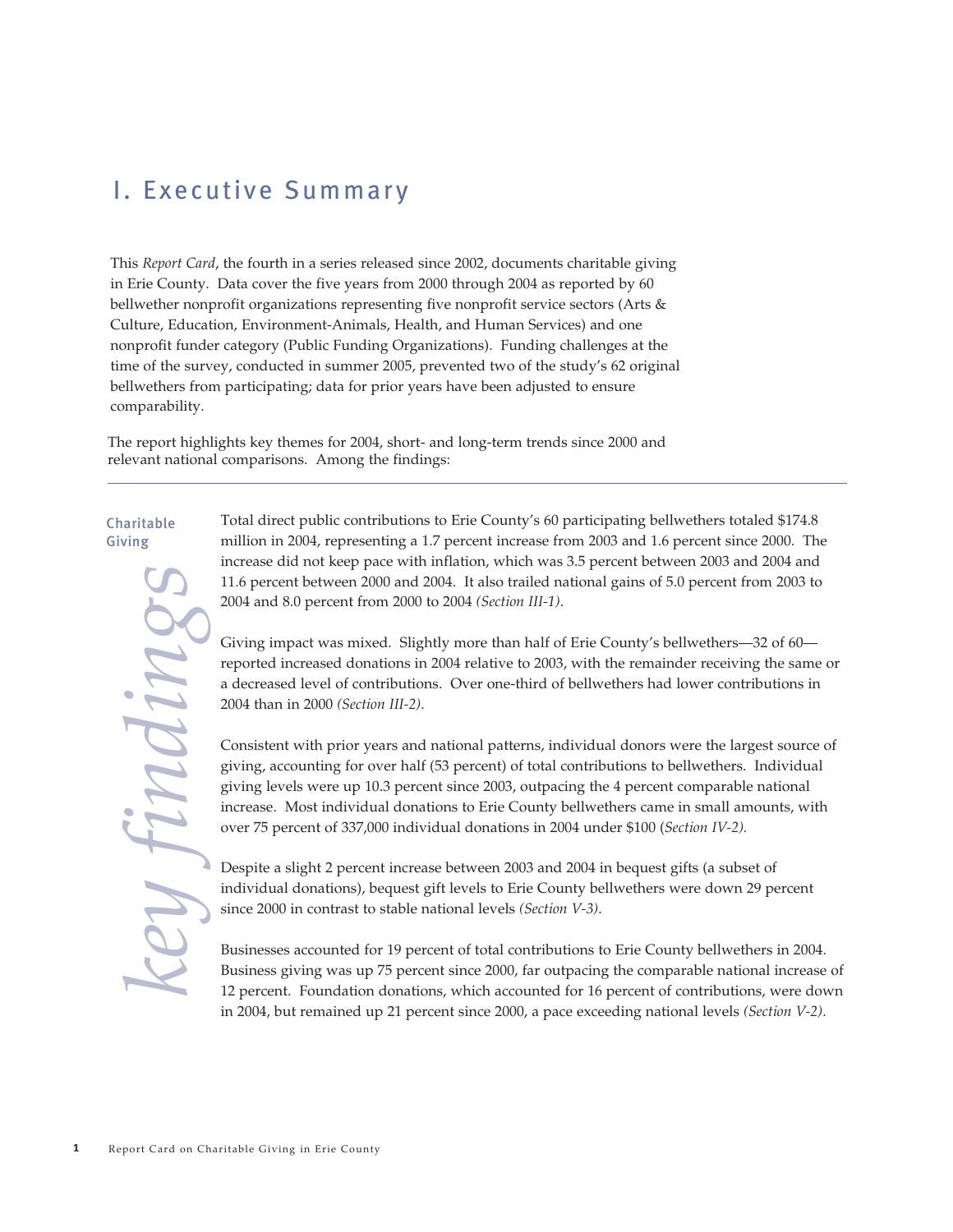# I. Executive Summary

This *Report Card*, the fourth in a series released since 2002, documents charitable giving in Erie County. Data cover the five years from 2000 through 2004 as reported by 60 bellwether nonprofit organizations representing five nonprofit service sectors (Arts & Culture, Education, Environment-Animals, Health, and Human Services) and one nonprofit funder category (Public Funding Organizations). Funding challenges at the time of the survey, conducted in summer 2005, prevented two of the study's 62 original bellwethers from participating; data for prior years have been adjusted to ensure comparability.

The report highlights key themes for 2004, short- and long-term trends since 2000 and relevant national comparisons. Among the findings:

---

## *key findings*

### Charitable Giving

Total direct public contributions to Erie County's 60 participating bellwethers totaled $174.8 million in 2004, representing a 1.7 percent increase from 2003 and 1.6 percent since 2000. The increase did not keep pace with inflation, which was 3.5 percent between 2003 and 2004 and 11.6 percent between 2000 and 2004. It also trailed national gains of 5.0 percent from 2003 to 2004 and 8.0 percent from 2000 to 2004 *(Section III-1)*.

Giving impact was mixed. Slightly more than half of Erie County's bellwethers—32 of 60—reported increased donations in 2004 relative to 2003, with the remainder receiving the same or a decreased level of contributions. Over one-third of bellwethers had lower contributions in 2004 than in 2000 *(Section III-2)*.

Consistent with prior years and national patterns, individual donors were the largest source of giving, accounting for over half (53 percent) of total contributions to bellwethers. Individual giving levels were up 10.3 percent since 2003, outpacing the 4 percent comparable national increase. Most individual donations to Erie County bellwethers came in small amounts, with over 75 percent of 337,000 individual donations in 2004 under $100 (*Section IV-2).*

Despite a slight 2 percent increase between 2003 and 2004 in bequest gifts (a subset of individual donations), bequest gift levels to Erie County bellwethers were down 29 percent since 2000 in contrast to stable national levels *(Section V-3)*.

Businesses accounted for 19 percent of total contributions to Erie County bellwethers in 2004. Business giving was up 75 percent since 2000, far outpacing the comparable national increase of 12 percent. Foundation donations, which accounted for 16 percent of contributions, were down in 2004, but remained up 21 percent since 2000, a pace exceeding national levels *(Section V-2)*.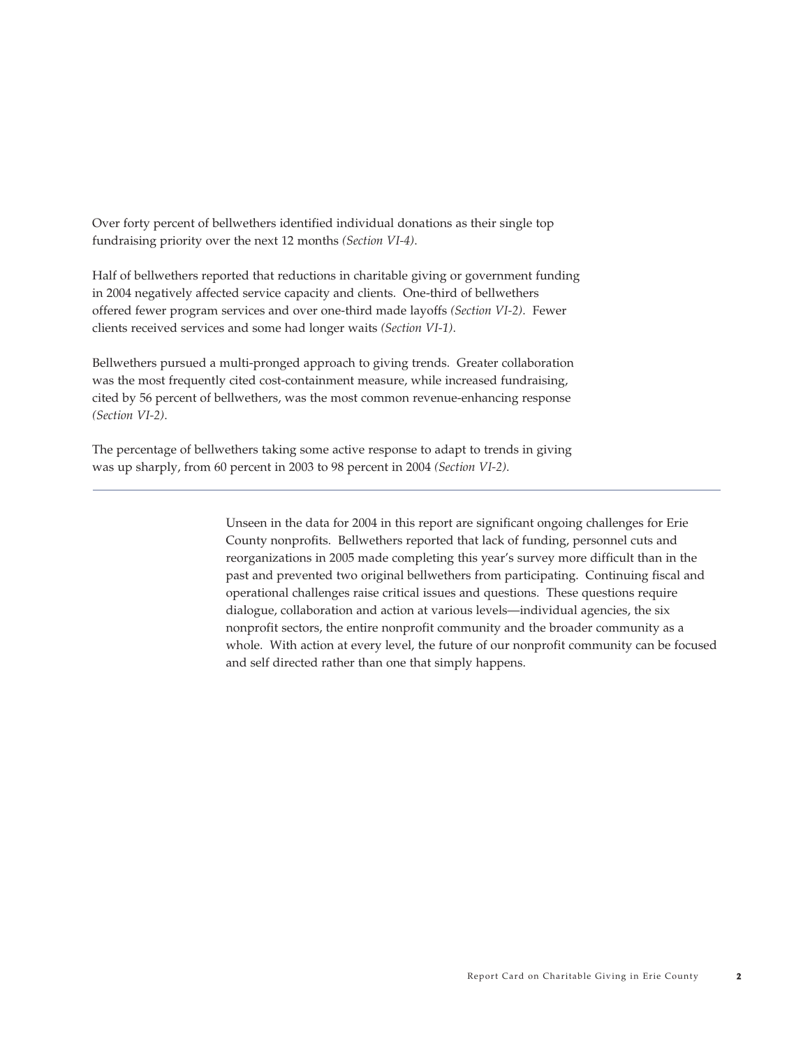Over forty percent of bellwethers identified individual donations as their single top fundraising priority over the next 12 months *(Section VI-4)*.

Half of bellwethers reported that reductions in charitable giving or government funding in 2004 negatively affected service capacity and clients. One-third of bellwethers offered fewer program services and over one-third made layoffs *(Section VI-2)*. Fewer clients received services and some had longer waits *(Section VI-1)*.

Bellwethers pursued a multi-pronged approach to giving trends. Greater collaboration was the most frequently cited cost-containment measure, while increased fundraising, cited by 56 percent of bellwethers, was the most common revenue-enhancing response *(Section VI-2)*.

The percentage of bellwethers taking some active response to adapt to trends in giving was up sharply, from 60 percent in 2003 to 98 percent in 2004 *(Section VI-2)*.

---

Unseen in the data for 2004 in this report are significant ongoing challenges for Erie County nonprofits. Bellwethers reported that lack of funding, personnel cuts and reorganizations in 2005 made completing this year's survey more difficult than in the past and prevented two original bellwethers from participating. Continuing fiscal and operational challenges raise critical issues and questions. These questions require dialogue, collaboration and action at various levels—individual agencies, the six nonprofit sectors, the entire nonprofit community and the broader community as a whole. With action at every level, the future of our nonprofit community can be focused and self directed rather than one that simply happens.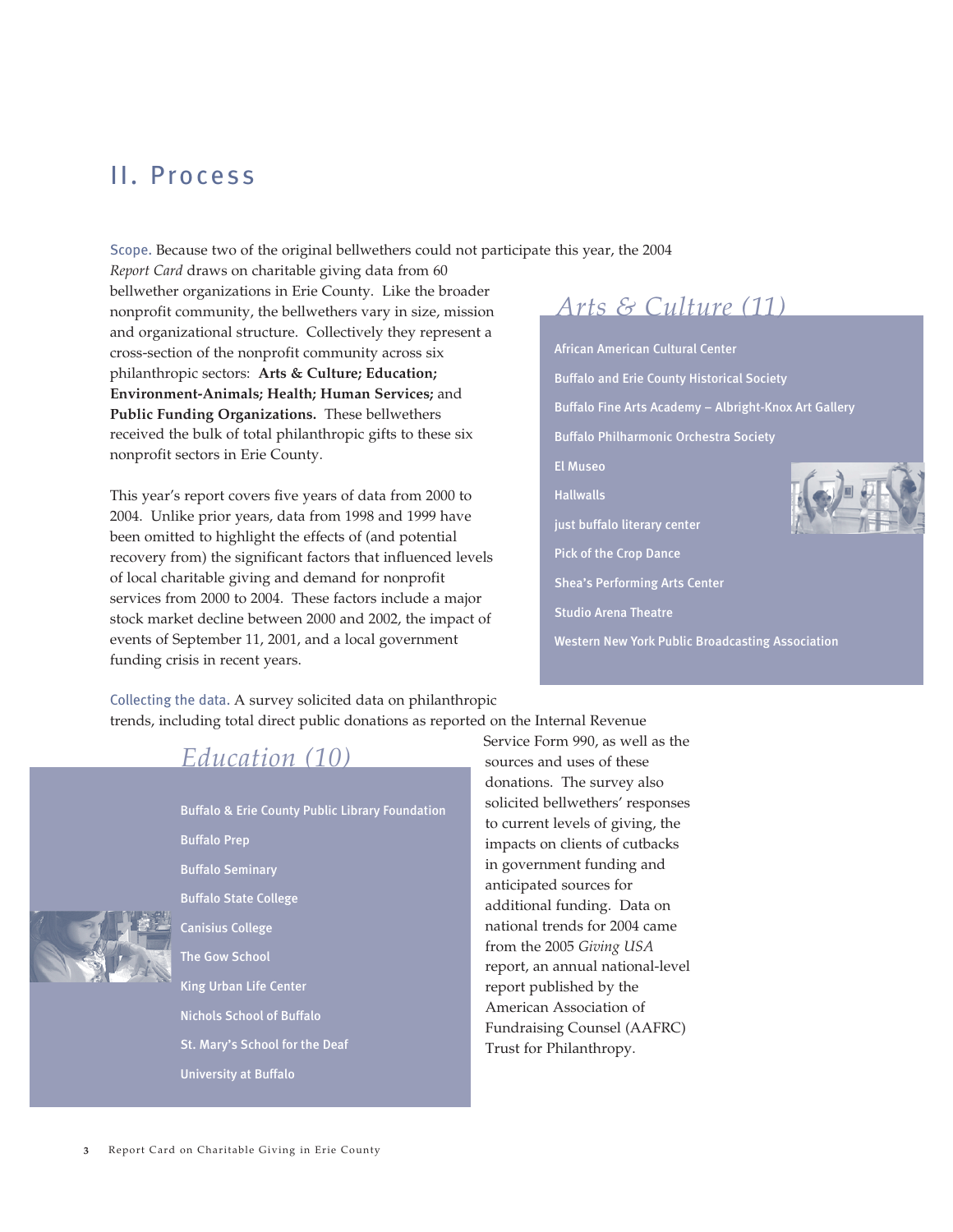## II. Process

Scope. Because two of the original bellwethers could not participate this year, the 2004 *Report Card* draws on charitable giving data from 60 bellwether organizations in Erie County. Like the broader nonprofit community, the bellwethers vary in size, mission and organizational structure. Collectively they represent a cross-section of the nonprofit community across six philanthropic sectors: **Arts & Culture; Education; Environment-Animals; Health; Human Services;** and **Public Funding Organizations.** These bellwethers received the bulk of total philanthropic gifts to these six nonprofit sectors in Erie County.

This year's report covers five years of data from 2000 to 2004. Unlike prior years, data from 1998 and 1999 have been omitted to highlight the effects of (and potential recovery from) the significant factors that influenced levels of local charitable giving and demand for nonprofit services from 2000 to 2004. These factors include a major stock market decline between 2000 and 2002, the impact of events of September 11, 2001, and a local government funding crisis in recent years.

### *Arts & Culture (11)*

- African American Cultural Center
- Buffalo and Erie County Historical Society
- Buffalo Fine Arts Academy – Albright-Knox Art Gallery
- Buffalo Philharmonic Orchestra Society
- El Museo
- Hallwalls
- just buffalo literary center
- Pick of the Crop Dance
- Shea's Performing Arts Center
- Studio Arena Theatre
- Western New York Public Broadcasting Association

Collecting the data. A survey solicited data on philanthropic trends, including total direct public donations as reported on the Internal Revenue Service Form 990, as well as the sources and uses of these donations. The survey also solicited bellwethers' responses to current levels of giving, the impacts on clients of cutbacks in government funding and anticipated sources for additional funding. Data on national trends for 2004 came from the 2005 *Giving USA* report, an annual national-level report published by the American Association of Fundraising Counsel (AAFRC) Trust for Philanthropy.

### *Education (10)*

- Buffalo & Erie County Public Library Foundation
- Buffalo Prep
- Buffalo Seminary
- Buffalo State College
- Canisius College
- The Gow School
- King Urban Life Center
- Nichols School of Buffalo
- St. Mary's School for the Deaf
- University at Buffalo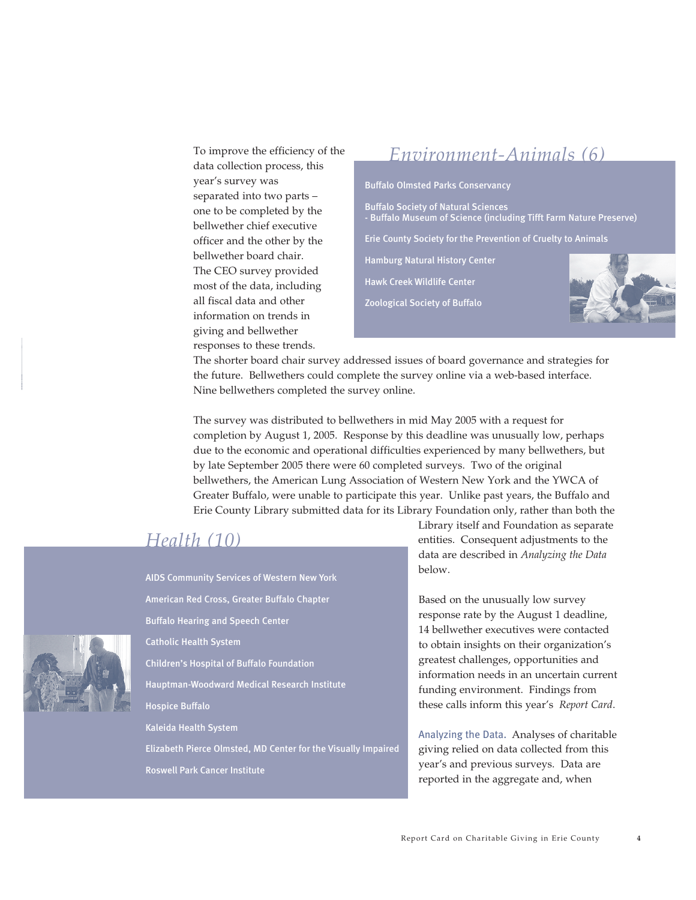To improve the efficiency of the data collection process, this year's survey was separated into two parts – one to be completed by the bellwether chief executive officer and the other by the bellwether board chair. The CEO survey provided most of the data, including all fiscal data and other information on trends in giving and bellwether responses to these trends. The shorter board chair survey addressed issues of board governance and strategies for the future. Bellwethers could complete the survey online via a web-based interface. Nine bellwethers completed the survey online.

## *Environment-Animals (6)*

- Buffalo Olmsted Parks Conservancy
- Buffalo Society of Natural Sciences - Buffalo Museum of Science (including Tifft Farm Nature Preserve)
- Erie County Society for the Prevention of Cruelty to Animals
- Hamburg Natural History Center
- Hawk Creek Wildlife Center
- Zoological Society of Buffalo

The survey was distributed to bellwethers in mid May 2005 with a request for completion by August 1, 2005. Response by this deadline was unusually low, perhaps due to the economic and operational difficulties experienced by many bellwethers, but by late September 2005 there were 60 completed surveys. Two of the original bellwethers, the American Lung Association of Western New York and the YWCA of Greater Buffalo, were unable to participate this year. Unlike past years, the Buffalo and Erie County Library submitted data for its Library Foundation only, rather than both the Library itself and Foundation as separate entities. Consequent adjustments to the data are described in *Analyzing the Data* below.

## *Health (10)*

- AIDS Community Services of Western New York
- American Red Cross, Greater Buffalo Chapter
- Buffalo Hearing and Speech Center
- Catholic Health System
- Children's Hospital of Buffalo Foundation
- Hauptman-Woodward Medical Research Institute
- Hospice Buffalo
- Kaleida Health System
- Elizabeth Pierce Olmsted, MD Center for the Visually Impaired
- Roswell Park Cancer Institute

Based on the unusually low survey response rate by the August 1 deadline, 14 bellwether executives were contacted to obtain insights on their organization's greatest challenges, opportunities and information needs in an uncertain current funding environment. Findings from these calls inform this year's *Report Card.*

Analyzing the Data. Analyses of charitable giving relied on data collected from this year's and previous surveys. Data are reported in the aggregate and, when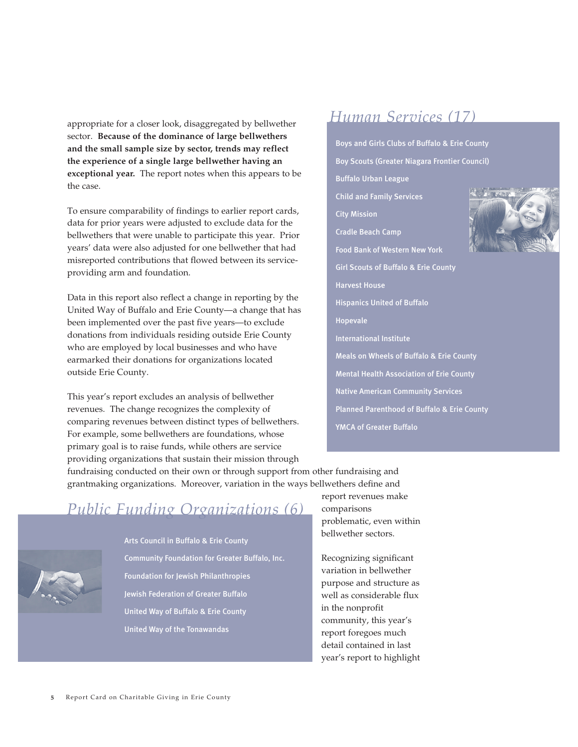appropriate for a closer look, disaggregated by bellwether sector. **Because of the dominance of large bellwethers and the small sample size by sector, trends may reflect the experience of a single large bellwether having an exceptional year.** The report notes when this appears to be the case.

To ensure comparability of findings to earlier report cards, data for prior years were adjusted to exclude data for the bellwethers that were unable to participate this year. Prior years' data were also adjusted for one bellwether that had misreported contributions that flowed between its service-providing arm and foundation.

Data in this report also reflect a change in reporting by the United Way of Buffalo and Erie County—a change that has been implemented over the past five years—to exclude donations from individuals residing outside Erie County who are employed by local businesses and who have earmarked their donations for organizations located outside Erie County.

This year's report excludes an analysis of bellwether revenues. The change recognizes the complexity of comparing revenues between distinct types of bellwethers. For example, some bellwethers are foundations, whose primary goal is to raise funds, while others are service providing organizations that sustain their mission through fundraising conducted on their own or through support from other fundraising and grantmaking organizations. Moreover, variation in the ways bellwethers define and report revenues make comparisons problematic, even within bellwether sectors.

Recognizing significant variation in bellwether purpose and structure as well as considerable flux in the nonprofit community, this year's report foregoes much detail contained in last year's report to highlight

## *Human Services (17)*

- Boys and Girls Clubs of Buffalo & Erie County
- Boy Scouts (Greater Niagara Frontier Council)
- Buffalo Urban League
- Child and Family Services
- City Mission
- Cradle Beach Camp
- Food Bank of Western New York
- Girl Scouts of Buffalo & Erie County
- Harvest House
- Hispanics United of Buffalo
- Hopevale
- International Institute
- Meals on Wheels of Buffalo & Erie County
- Mental Health Association of Erie County
- Native American Community Services
- Planned Parenthood of Buffalo & Erie County
- YMCA of Greater Buffalo

## *Public Funding Organizations (6)*

- Arts Council in Buffalo & Erie County
- Community Foundation for Greater Buffalo, Inc.
- Foundation for Jewish Philanthropies
- Jewish Federation of Greater Buffalo
- United Way of Buffalo & Erie County
- United Way of the Tonawandas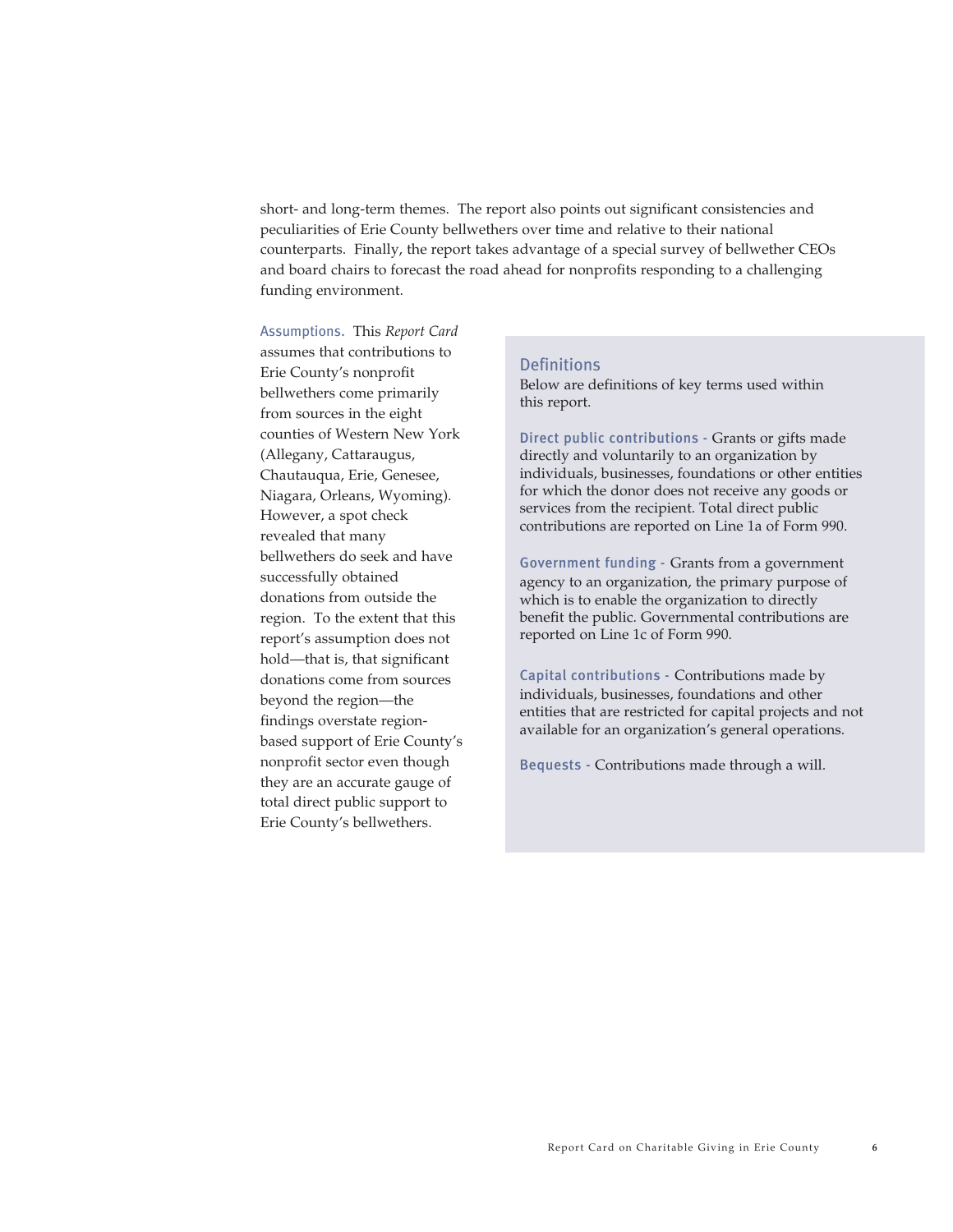short- and long-term themes. The report also points out significant consistencies and peculiarities of Erie County bellwethers over time and relative to their national counterparts. Finally, the report takes advantage of a special survey of bellwether CEOs and board chairs to forecast the road ahead for nonprofits responding to a challenging funding environment.

**Assumptions.** This *Report Card* assumes that contributions to Erie County's nonprofit bellwethers come primarily from sources in the eight counties of Western New York (Allegany, Cattaraugus, Chautauqua, Erie, Genesee, Niagara, Orleans, Wyoming). However, a spot check revealed that many bellwethers do seek and have successfully obtained donations from outside the region. To the extent that this report's assumption does not hold—that is, that significant donations come from sources beyond the region—the findings overstate region-based support of Erie County's nonprofit sector even though they are an accurate gauge of total direct public support to Erie County's bellwethers.

## Definitions

Below are definitions of key terms used within this report.

**Direct public contributions -** Grants or gifts made directly and voluntarily to an organization by individuals, businesses, foundations or other entities for which the donor does not receive any goods or services from the recipient. Total direct public contributions are reported on Line 1a of Form 990.

**Government funding -** Grants from a government agency to an organization, the primary purpose of which is to enable the organization to directly benefit the public. Governmental contributions are reported on Line 1c of Form 990.

**Capital contributions -** Contributions made by individuals, businesses, foundations and other entities that are restricted for capital projects and not available for an organization's general operations.

**Bequests -** Contributions made through a will.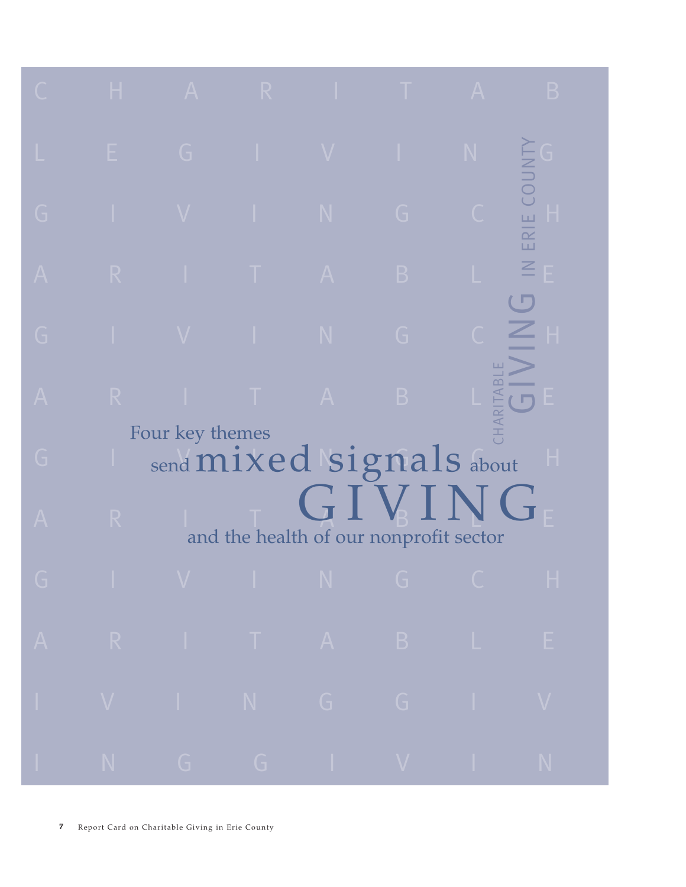# Four key themes send mixed signals about GIVING and the health of our nonprofit sector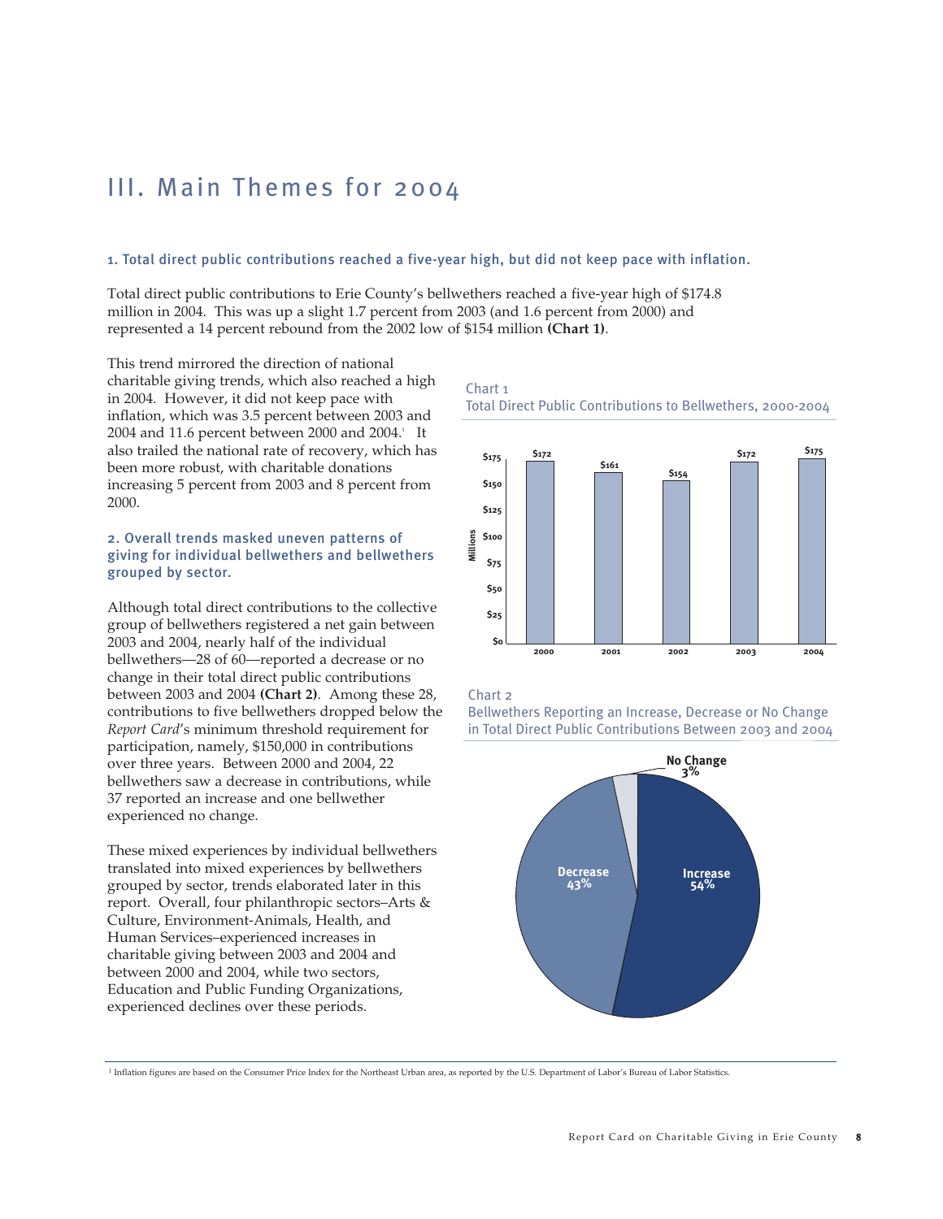# III. Main Themes for 2004

### 1. Total direct public contributions reached a five-year high, but did not keep pace with inflation.

Total direct public contributions to Erie County's bellwethers reached a five-year high of $174.8 million in 2004. This was up a slight 1.7 percent from 2003 (and 1.6 percent from 2000) and represented a 14 percent rebound from the 2002 low of $154 million **(Chart 1)**.

This trend mirrored the direction of national charitable giving trends, which also reached a high in 2004. However, it did not keep pace with inflation, which was 3.5 percent between 2003 and 2004 and 11.6 percent between 2000 and 2004.[1] It also trailed the national rate of recovery, which has been more robust, with charitable donations increasing 5 percent from 2003 and 8 percent from 2000.

Chart 1
Total Direct Public Contributions to Bellwethers, 2000-2004

| Year | Millions |
|---|---|
| 2000 | $172 |
| 2001 | $161 |
| 2002 | $154 |
| 2003 | $172 |
| 2004 | $175 |

### 2. Overall trends masked uneven patterns of giving for individual bellwethers and bellwethers grouped by sector.

Although total direct contributions to the collective group of bellwethers registered a net gain between 2003 and 2004, nearly half of the individual bellwethers—28 of 60—reported a decrease or no change in their total direct public contributions between 2003 and 2004 **(Chart 2)**. Among these 28, contributions to five bellwethers dropped below the *Report Card*'s minimum threshold requirement for participation, namely, $150,000 in contributions over three years. Between 2000 and 2004, 22 bellwethers saw a decrease in contributions, while 37 reported an increase and one bellwether experienced no change.

These mixed experiences by individual bellwethers translated into mixed experiences by bellwethers grouped by sector, trends elaborated later in this report. Overall, four philanthropic sectors–Arts & Culture, Environment-Animals, Health, and Human Services–experienced increases in charitable giving between 2003 and 2004 and between 2000 and 2004, while two sectors, Education and Public Funding Organizations, experienced declines over these periods.

Chart 2
Bellwethers Reporting an Increase, Decrease or No Change in Total Direct Public Contributions Between 2003 and 2004

| Category | Percent |
|---|---|
| Increase | 54% |
| Decrease | 43% |
| No Change | 3% |

[1] Inflation figures are based on the Consumer Price Index for the Northeast Urban area, as reported by the U.S. Department of Labor's Bureau of Labor Statistics.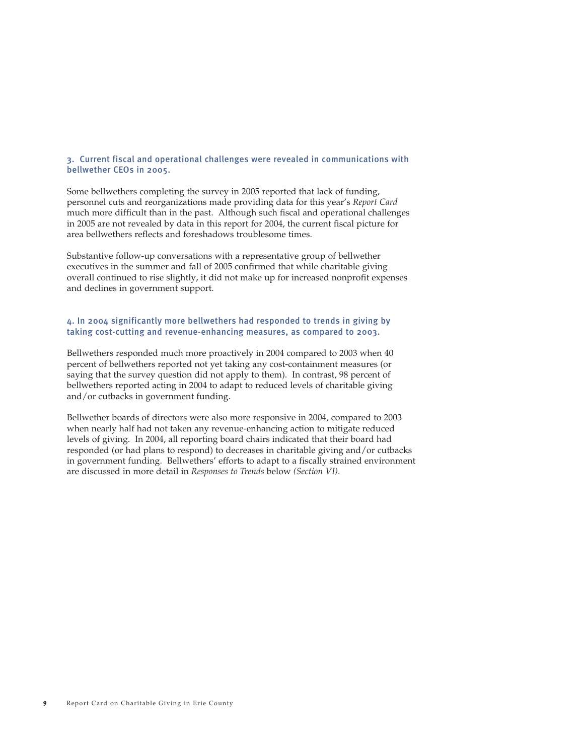### 3. Current fiscal and operational challenges were revealed in communications with bellwether CEOs in 2005.

Some bellwethers completing the survey in 2005 reported that lack of funding, personnel cuts and reorganizations made providing data for this year's *Report Card* much more difficult than in the past. Although such fiscal and operational challenges in 2005 are not revealed by data in this report for 2004, the current fiscal picture for area bellwethers reflects and foreshadows troublesome times.

Substantive follow-up conversations with a representative group of bellwether executives in the summer and fall of 2005 confirmed that while charitable giving overall continued to rise slightly, it did not make up for increased nonprofit expenses and declines in government support.

### 4. In 2004 significantly more bellwethers had responded to trends in giving by taking cost-cutting and revenue-enhancing measures, as compared to 2003.

Bellwethers responded much more proactively in 2004 compared to 2003 when 40 percent of bellwethers reported not yet taking any cost-containment measures (or saying that the survey question did not apply to them). In contrast, 98 percent of bellwethers reported acting in 2004 to adapt to reduced levels of charitable giving and/or cutbacks in government funding.

Bellwether boards of directors were also more responsive in 2004, compared to 2003 when nearly half had not taken any revenue-enhancing action to mitigate reduced levels of giving. In 2004, all reporting board chairs indicated that their board had responded (or had plans to respond) to decreases in charitable giving and/or cutbacks in government funding. Bellwethers' efforts to adapt to a fiscally strained environment are discussed in more detail in *Responses to Trends* below *(Section VI)*.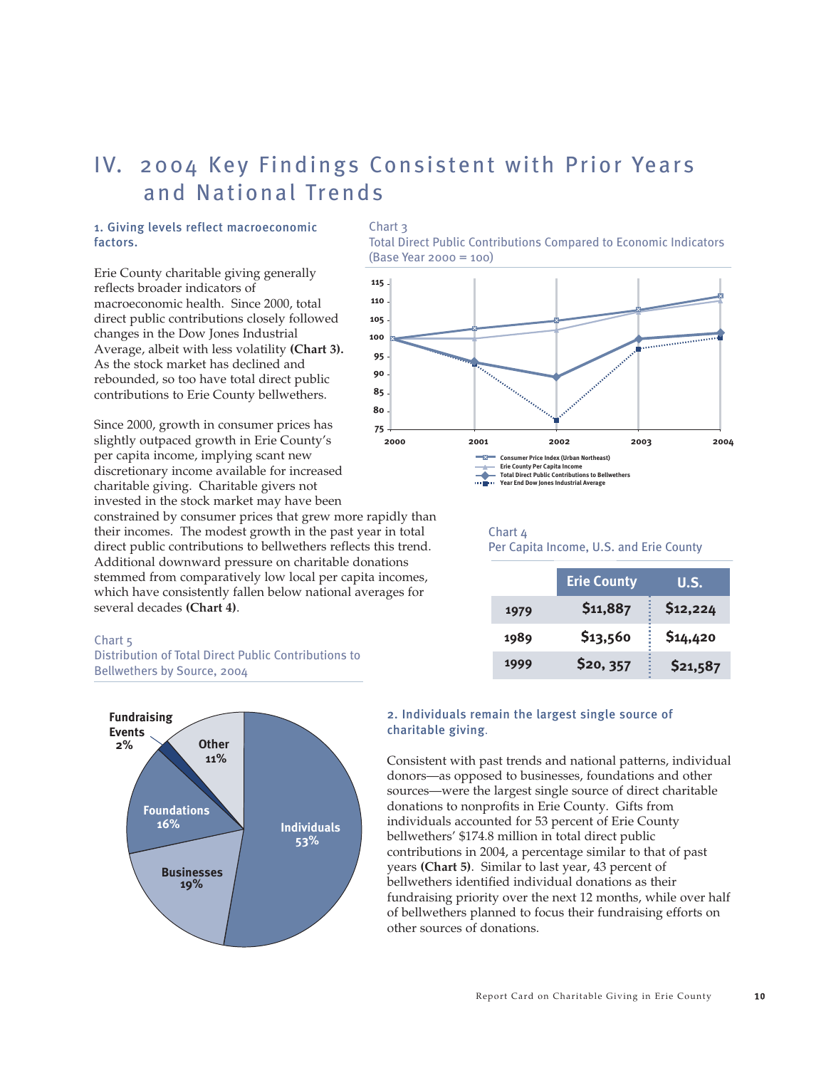# IV. 2004 Key Findings Consistent with Prior Years and National Trends

### 1. Giving levels reflect macroeconomic factors.

Erie County charitable giving generally reflects broader indicators of macroeconomic health. Since 2000, total direct public contributions closely followed changes in the Dow Jones Industrial Average, albeit with less volatility **(Chart 3).** As the stock market has declined and rebounded, so too have total direct public contributions to Erie County bellwethers.

Since 2000, growth in consumer prices has slightly outpaced growth in Erie County's per capita income, implying scant new discretionary income available for increased charitable giving. Charitable givers not invested in the stock market may have been constrained by consumer prices that grew more rapidly than their incomes. The modest growth in the past year in total direct public contributions to bellwethers reflects this trend. Additional downward pressure on charitable donations stemmed from comparatively low local per capita incomes, which have consistently fallen below national averages for several decades **(Chart 4)**.

Chart 3
Total Direct Public Contributions Compared to Economic Indicators (Base Year 2000 = 100)

Consumer Price Index (Urban Northeast)
Erie County Per Capita Income
Total Direct Public Contributions to Bellwethers
Year End Dow Jones Industrial Average

Chart 4
Per Capita Income, U.S. and Erie County

| | Erie County | U.S. |
|---|---|---|
| 1979 | $11,887 | $12,224 |
| 1989 | $13,560 | $14,420 |
| 1999 | $20, 357 | $21,587 |

Chart 5
Distribution of Total Direct Public Contributions to Bellwethers by Source, 2004

Individuals 53%, Businesses 19%, Foundations 16%, Fundraising Events 2%, Other 11%

### 2. Individuals remain the largest single source of charitable giving.

Consistent with past trends and national patterns, individual donors—as opposed to businesses, foundations and other sources—were the largest single source of direct charitable donations to nonprofits in Erie County. Gifts from individuals accounted for 53 percent of Erie County bellwethers' $174.8 million in total direct public contributions in 2004, a percentage similar to that of past years **(Chart 5)**. Similar to last year, 43 percent of bellwethers identified individual donations as their fundraising priority over the next 12 months, while over half of bellwethers planned to focus their fundraising efforts on other sources of donations.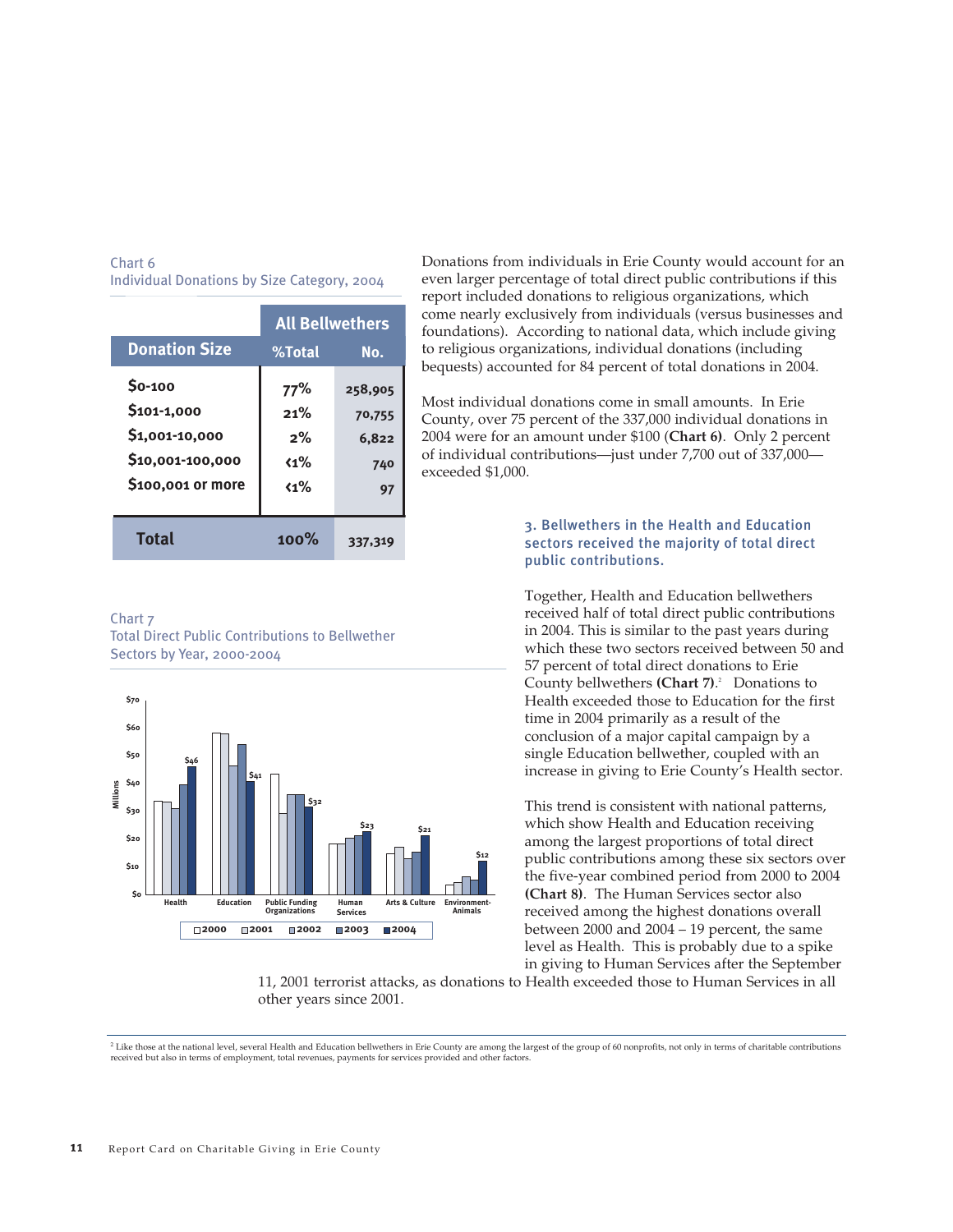Chart 6
Individual Donations by Size Category, 2004

| Donation Size | All Bellwethers | |
|---|---|---|
| | %Total | No. |
| $0-100 | 77% | 258,905 |
| $101-1,000 | 21% | 70,755 |
| $1,001-10,000 | 2% | 6,822 |
| $10,001-100,000 | <1% | 740 |
| $100,001 or more | <1% | 97 |
| **Total** | 100% | 337,319 |

Donations from individuals in Erie County would account for an even larger percentage of total direct public contributions if this report included donations to religious organizations, which come nearly exclusively from individuals (versus businesses and foundations). According to national data, which include giving to religious organizations, individual donations (including bequests) accounted for 84 percent of total donations in 2004.

Most individual donations come in small amounts. In Erie County, over 75 percent of the 337,000 individual donations in 2004 were for an amount under $100 (**Chart 6**). Only 2 percent of individual contributions—just under 7,700 out of 337,000—exceeded $1,000.

Chart 7
Total Direct Public Contributions to Bellwether Sectors by Year, 2000-2004

| Sector (Millions) | 2000 | 2001 | 2002 | 2003 | 2004 |
|---|---|---|---|---|---|
| Health | | | | | $46 |
| Education | | | | | $41 |
| Public Funding Organizations | | | | | $32 |
| Human Services | | | | | $23 |
| Arts & Culture | | | | | $21 |
| Environment-Animals | | | | | $12 |

### 3. Bellwethers in the Health and Education sectors received the majority of total direct public contributions.

Together, Health and Education bellwethers received half of total direct public contributions in 2004. This is similar to the past years during which these two sectors received between 50 and 57 percent of total direct donations to Erie County bellwethers **(Chart 7)**.[2] Donations to Health exceeded those to Education for the first time in 2004 primarily as a result of the conclusion of a major capital campaign by a single Education bellwether, coupled with an increase in giving to Erie County's Health sector.

This trend is consistent with national patterns, which show Health and Education receiving among the largest proportions of total direct public contributions among these six sectors over the five-year combined period from 2000 to 2004 **(Chart 8)**. The Human Services sector also received among the highest donations overall between 2000 and 2004 – 19 percent, the same level as Health. This is probably due to a spike in giving to Human Services after the September 11, 2001 terrorist attacks, as donations to Health exceeded those to Human Services in all other years since 2001.

[2] Like those at the national level, several Health and Education bellwethers in Erie County are among the largest of the group of 60 nonprofits, not only in terms of charitable contributions received but also in terms of employment, total revenues, payments for services provided and other factors.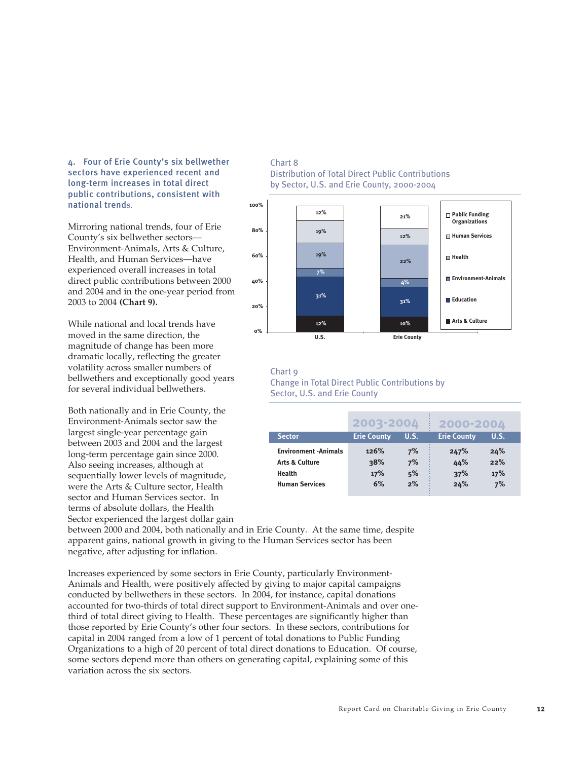### 4. Four of Erie County's six bellwether sectors have experienced recent and long-term increases in total direct public contributions, consistent with national trends.

Mirroring national trends, four of Erie County's six bellwether sectors—Environment-Animals, Arts & Culture, Health, and Human Services—have experienced overall increases in total direct public contributions between 2000 and 2004 and in the one-year period from 2003 to 2004 **(Chart 9).**

While national and local trends have moved in the same direction, the magnitude of change has been more dramatic locally, reflecting the greater volatility across smaller numbers of bellwethers and exceptionally good years for several individual bellwethers.

Both nationally and in Erie County, the Environment-Animals sector saw the largest single-year percentage gain between 2003 and 2004 and the largest long-term percentage gain since 2000. Also seeing increases, although at sequentially lower levels of magnitude, were the Arts & Culture sector, Health sector and Human Services sector. In terms of absolute dollars, the Health Sector experienced the largest dollar gain between 2000 and 2004, both nationally and in Erie County. At the same time, despite apparent gains, national growth in giving to the Human Services sector has been negative, after adjusting for inflation.

Increases experienced by some sectors in Erie County, particularly Environment-Animals and Health, were positively affected by giving to major capital campaigns conducted by bellwethers in these sectors. In 2004, for instance, capital donations accounted for two-thirds of total direct support to Environment-Animals and over one-third of total direct giving to Health. These percentages are significantly higher than those reported by Erie County's other four sectors. In these sectors, contributions for capital in 2004 ranged from a low of 1 percent of total donations to Public Funding Organizations to a high of 20 percent of total direct donations to Education. Of course, some sectors depend more than others on generating capital, explaining some of this variation across the six sectors.

Chart 8
Distribution of Total Direct Public Contributions by Sector, U.S. and Erie County, 2000-2004

| Sector | U.S. | Erie County |
|---|---|---|
| Public Funding Organizations | 12% | 21% |
| Human Services | 19% | 12% |
| Health | 19% | 22% |
| Environment-Animals | 7% | 4% |
| Education | 31% | 31% |
| Arts & Culture | 12% | 10% |

Chart 9
Change in Total Direct Public Contributions by Sector, U.S. and Erie County

| | 2003-2004 | | 2000-2004 | |
|---|---|---|---|---|
| **Sector** | **Erie County** | **U.S.** | **Erie County** | **U.S.** |
| Environment -Animals | 126% | 7% | 247% | 24% |
| Arts & Culture | 38% | 7% | 44% | 22% |
| Health | 17% | 5% | 37% | 17% |
| Human Services | 6% | 2% | 24% | 7% |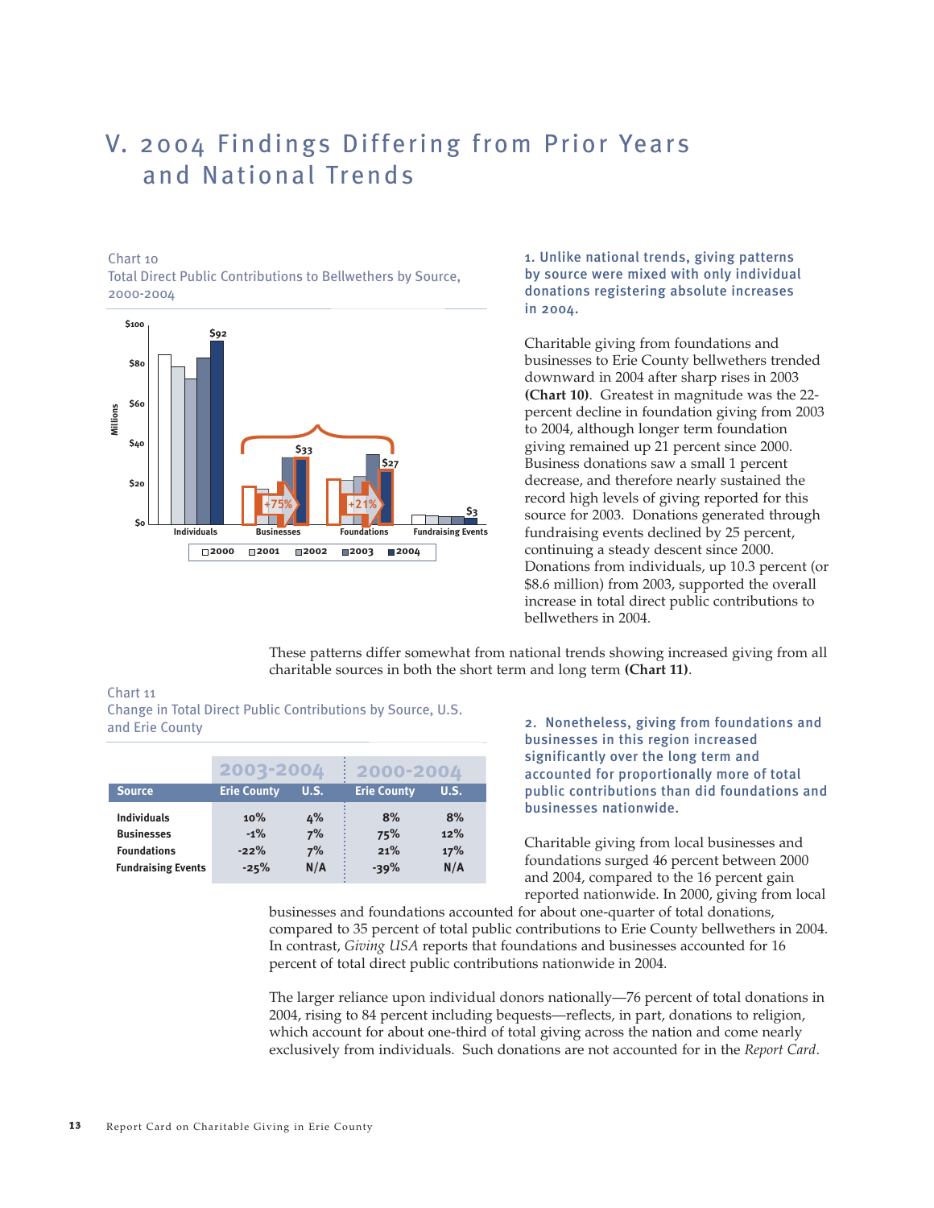# V. 2004 Findings Differing from Prior Years and National Trends

Chart 10
Total Direct Public Contributions to Bellwethers by Source, 2000-2004

### 1. Unlike national trends, giving patterns by source were mixed with only individual donations registering absolute increases in 2004.

Charitable giving from foundations and businesses to Erie County bellwethers trended downward in 2004 after sharp rises in 2003 **(Chart 10)**. Greatest in magnitude was the 22-percent decline in foundation giving from 2003 to 2004, although longer term foundation giving remained up 21 percent since 2000. Business donations saw a small 1 percent decrease, and therefore nearly sustained the record high levels of giving reported for this source for 2003. Donations generated through fundraising events declined by 25 percent, continuing a steady descent since 2000. Donations from individuals, up 10.3 percent (or $8.6 million) from 2003, supported the overall increase in total direct public contributions to bellwethers in 2004.

These patterns differ somewhat from national trends showing increased giving from all charitable sources in both the short term and long term **(Chart 11)**.

Chart 11
Change in Total Direct Public Contributions by Source, U.S. and Erie County

| | 2003-2004 | | 2000-2004 | |
|---|---|---|---|---|
| **Source** | **Erie County** | **U.S.** | **Erie County** | **U.S.** |
| **Individuals** | 10% | 4% | 8% | 8% |
| **Businesses** | -1% | 7% | 75% | 12% |
| **Foundations** | -22% | 7% | 21% | 17% |
| **Fundraising Events** | -25% | N/A | -39% | N/A |

### 2. Nonetheless, giving from foundations and businesses in this region increased significantly over the long term and accounted for proportionally more of total public contributions than did foundations and businesses nationwide.

Charitable giving from local businesses and foundations surged 46 percent between 2000 and 2004, compared to the 16 percent gain reported nationwide. In 2000, giving from local businesses and foundations accounted for about one-quarter of total donations, compared to 35 percent of total public contributions to Erie County bellwethers in 2004. In contrast, *Giving USA* reports that foundations and businesses accounted for 16 percent of total direct public contributions nationwide in 2004.

The larger reliance upon individual donors nationally—76 percent of total donations in 2004, rising to 84 percent including bequests—reflects, in part, donations to religion, which account for about one-third of total giving across the nation and come nearly exclusively from individuals. Such donations are not accounted for in the *Report Card*.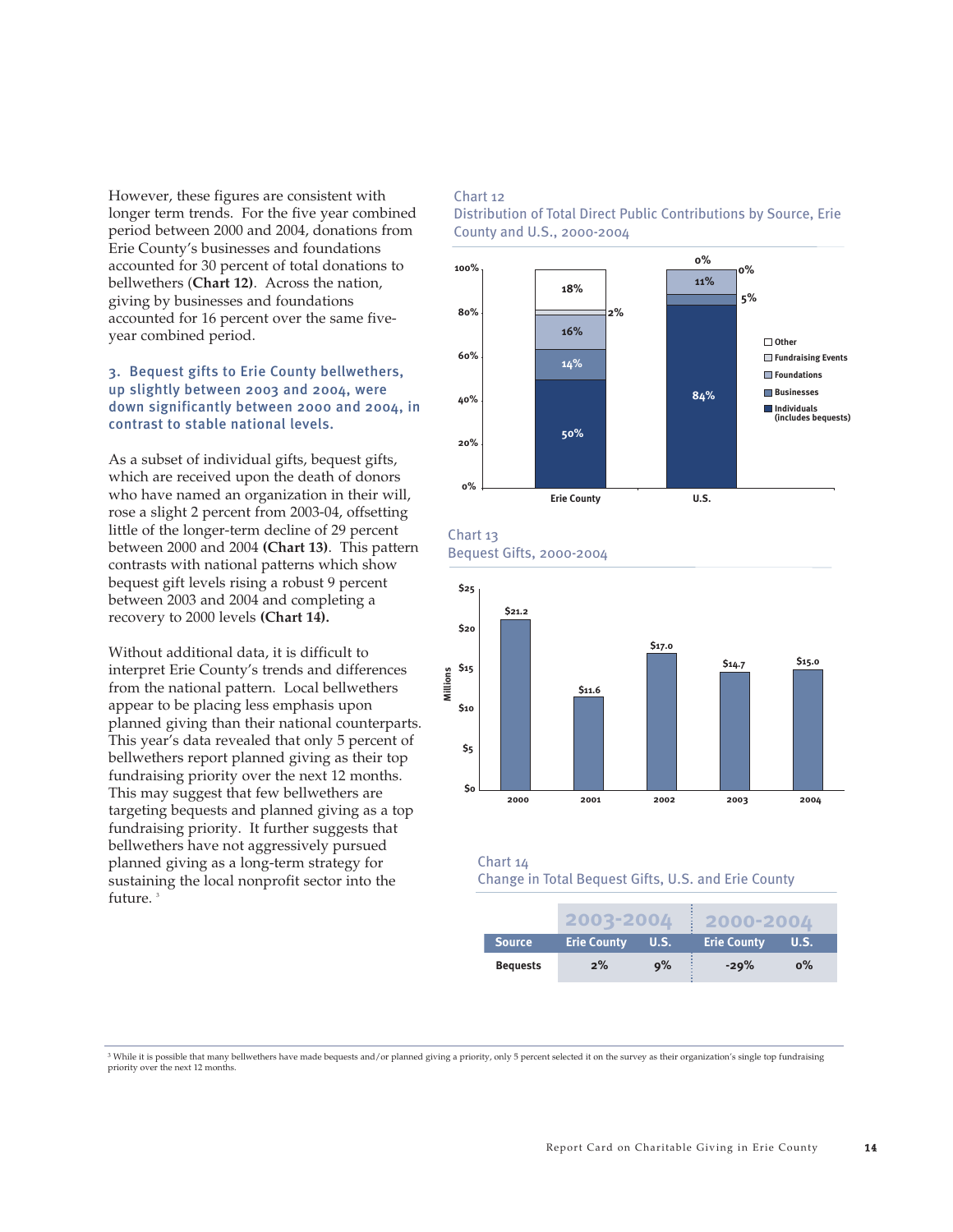However, these figures are consistent with longer term trends. For the five year combined period between 2000 and 2004, donations from Erie County's businesses and foundations accounted for 30 percent of total donations to bellwethers (**Chart 12**). Across the nation, giving by businesses and foundations accounted for 16 percent over the same five-year combined period.

### 3. Bequest gifts to Erie County bellwethers, up slightly between 2003 and 2004, were down significantly between 2000 and 2004, in contrast to stable national levels.

As a subset of individual gifts, bequest gifts, which are received upon the death of donors who have named an organization in their will, rose a slight 2 percent from 2003-04, offsetting little of the longer-term decline of 29 percent between 2000 and 2004 (**Chart 13**). This pattern contrasts with national patterns which show bequest gift levels rising a robust 9 percent between 2003 and 2004 and completing a recovery to 2000 levels **(Chart 14).**

Without additional data, it is difficult to interpret Erie County's trends and differences from the national pattern. Local bellwethers appear to be placing less emphasis upon planned giving than their national counterparts. This year's data revealed that only 5 percent of bellwethers report planned giving as their top fundraising priority over the next 12 months. This may suggest that few bellwethers are targeting bequests and planned giving as a top fundraising priority. It further suggests that bellwethers have not aggressively pursued planned giving as a long-term strategy for sustaining the local nonprofit sector into the future.[3]

Chart 12
Distribution of Total Direct Public Contributions by Source, Erie County and U.S., 2000-2004

| Source | Erie County | U.S. |
|---|---|---|
| Other | 18% | 0% |
| Fundraising Events | 2% | 0% |
| Foundations | 16% | 11% |
| Businesses | 14% | 5% |
| Individuals (includes bequests) | 50% | 84% |

Chart 13
Bequest Gifts, 2000-2004

| Year | Millions |
|---|---|
| 2000 | $21.2 |
| 2001 | $11.6 |
| 2002 | $17.0 |
| 2003 | $14.7 |
| 2004 | $15.0 |

Chart 14
Change in Total Bequest Gifts, U.S. and Erie County

| | 2003-2004 | | 2000-2004 | |
|---|---|---|---|---|
| **Source** | **Erie County** | **U.S.** | **Erie County** | **U.S.** |
| **Bequests** | 2% | 9% | -29% | 0% |

[3] While it is possible that many bellwethers have made bequests and/or planned giving a priority, only 5 percent selected it on the survey as their organization's single top fundraising priority over the next 12 months.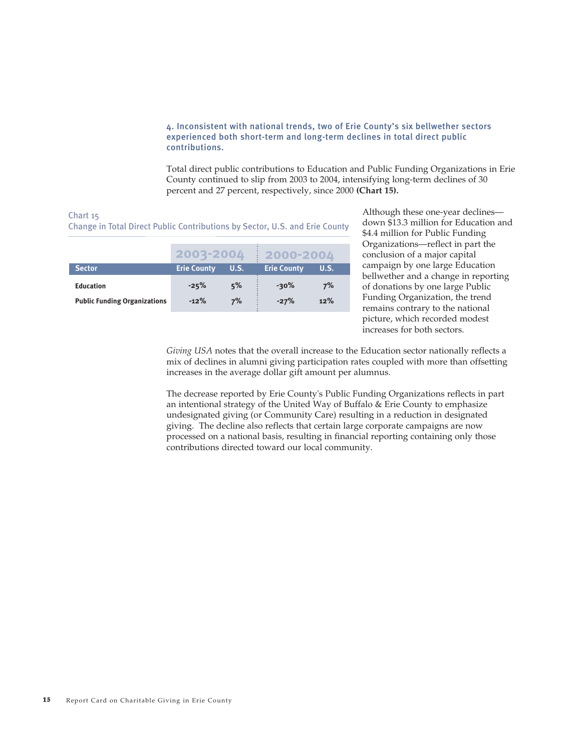### 4. Inconsistent with national trends, two of Erie County's six bellwether sectors experienced both short-term and long-term declines in total direct public contributions.

Total direct public contributions to Education and Public Funding Organizations in Erie County continued to slip from 2003 to 2004, intensifying long-term declines of 30 percent and 27 percent, respectively, since 2000 **(Chart 15).**

Chart 15
Change in Total Direct Public Contributions by Sector, U.S. and Erie County

| | 2003-2004 | | 2000-2004 | |
|---|---|---|---|---|
| **Sector** | **Erie County** | **U.S.** | **Erie County** | **U.S.** |
| **Education** | -25% | 5% | -30% | 7% |
| **Public Funding Organizations** | -12% | 7% | -27% | 12% |

Although these one-year declines—down $13.3 million for Education and $4.4 million for Public Funding Organizations—reflect in part the conclusion of a major capital campaign by one large Education bellwether and a change in reporting of donations by one large Public Funding Organization, the trend remains contrary to the national picture, which recorded modest increases for both sectors.

*Giving USA* notes that the overall increase to the Education sector nationally reflects a mix of declines in alumni giving participation rates coupled with more than offsetting increases in the average dollar gift amount per alumnus.

The decrease reported by Erie County's Public Funding Organizations reflects in part an intentional strategy of the United Way of Buffalo & Erie County to emphasize undesignated giving (or Community Care) resulting in a reduction in designated giving. The decline also reflects that certain large corporate campaigns are now processed on a national basis, resulting in financial reporting containing only those contributions directed toward our local community.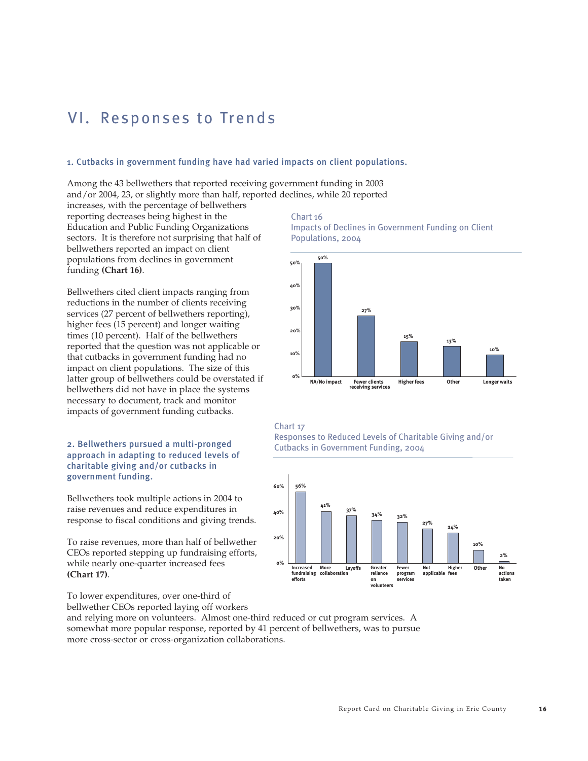# VI. Responses to Trends

### 1. Cutbacks in government funding have had varied impacts on client populations.

Among the 43 bellwethers that reported receiving government funding in 2003 and/or 2004, 23, or slightly more than half, reported declines, while 20 reported increases, with the percentage of bellwethers reporting decreases being highest in the Education and Public Funding Organizations sectors. It is therefore not surprising that half of bellwethers reported an impact on client populations from declines in government funding **(Chart 16)**.

Bellwethers cited client impacts ranging from reductions in the number of clients receiving services (27 percent of bellwethers reporting), higher fees (15 percent) and longer waiting times (10 percent). Half of the bellwethers reported that the question was not applicable or that cutbacks in government funding had no impact on client populations. The size of this latter group of bellwethers could be overstated if bellwethers did not have in place the systems necessary to document, track and monitor impacts of government funding cutbacks.

Chart 16
Impacts of Declines in Government Funding on Client Populations, 2004

| Impact | Percent |
|---|---|
| NA/No impact | 50% |
| Fewer clients receiving services | 27% |
| Higher fees | 15% |
| Other | 13% |
| Longer waits | 10% |

### 2. Bellwethers pursued a multi-pronged approach in adapting to reduced levels of charitable giving and/or cutbacks in government funding.

Bellwethers took multiple actions in 2004 to raise revenues and reduce expenditures in response to fiscal conditions and giving trends.

To raise revenues, more than half of bellwether CEOs reported stepping up fundraising efforts, while nearly one-quarter increased fees **(Chart 17)**.

To lower expenditures, over one-third of bellwether CEOs reported laying off workers and relying more on volunteers. Almost one-third reduced or cut program services. A somewhat more popular response, reported by 41 percent of bellwethers, was to pursue more cross-sector or cross-organization collaborations.

Chart 17
Responses to Reduced Levels of Charitable Giving and/or Cutbacks in Government Funding, 2004

| Response | Percent |
|---|---|
| Increased fundraising efforts | 56% |
| More collaboration | 41% |
| Layoffs | 37% |
| Greater reliance on volunteers | 34% |
| Fewer program services | 32% |
| Not applicable | 27% |
| Higher fees | 24% |
| Other | 10% |
| No actions taken | 2% |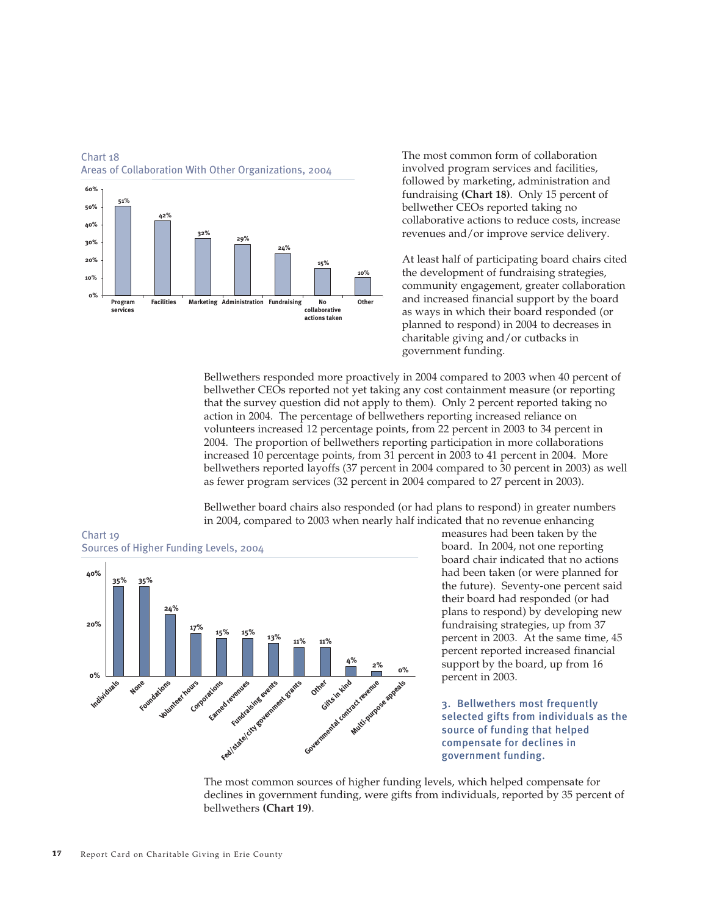Chart 18
Areas of Collaboration With Other Organizations, 2004

| Area | Percent |
|---|---|
| Program services | 51% |
| Facilities | 42% |
| Marketing | 32% |
| Administration | 29% |
| Fundraising | 24% |
| No collaborative actions taken | 15% |
| Other | 10% |

The most common form of collaboration involved program services and facilities, followed by marketing, administration and fundraising **(Chart 18)**. Only 15 percent of bellwether CEOs reported taking no collaborative actions to reduce costs, increase revenues and/or improve service delivery.

At least half of participating board chairs cited the development of fundraising strategies, community engagement, greater collaboration and increased financial support by the board as ways in which their board responded (or planned to respond) in 2004 to decreases in charitable giving and/or cutbacks in government funding.

Bellwethers responded more proactively in 2004 compared to 2003 when 40 percent of bellwether CEOs reported not yet taking any cost containment measure (or reporting that the survey question did not apply to them). Only 2 percent reported taking no action in 2004. The percentage of bellwethers reporting increased reliance on volunteers increased 12 percentage points, from 22 percent in 2003 to 34 percent in 2004. The proportion of bellwethers reporting participation in more collaborations increased 10 percentage points, from 31 percent in 2003 to 41 percent in 2004. More bellwethers reported layoffs (37 percent in 2004 compared to 30 percent in 2003) as well as fewer program services (32 percent in 2004 compared to 27 percent in 2003).

Bellwether board chairs also responded (or had plans to respond) in greater numbers in 2004, compared to 2003 when nearly half indicated that no revenue enhancing measures had been taken by the board. In 2004, not one reporting board chair indicated that no actions had been taken (or were planned for the future). Seventy-one percent said their board had responded (or had plans to respond) by developing new fundraising strategies, up from 37 percent in 2003. At the same time, 45 percent reported increased financial support by the board, up from 16 percent in 2003.

Chart 19
Sources of Higher Funding Levels, 2004

| Source | Percent |
|---|---|
| Individuals | 35% |
| None | 35% |
| Foundations | 24% |
| Volunteer hours | 17% |
| Corporations | 15% |
| Earned revenues | 15% |
| Fundraising events | 13% |
| Fed/state/city government grants | 11% |
| Other | 11% |
| Gifts in kind | 4% |
| Governmental contract revenue | 2% |
| Multi-purpose appeals | 0% |

### 3. Bellwethers most frequently selected gifts from individuals as the source of funding that helped compensate for declines in government funding.

The most common sources of higher funding levels, which helped compensate for declines in government funding, were gifts from individuals, reported by 35 percent of bellwethers **(Chart 19)**.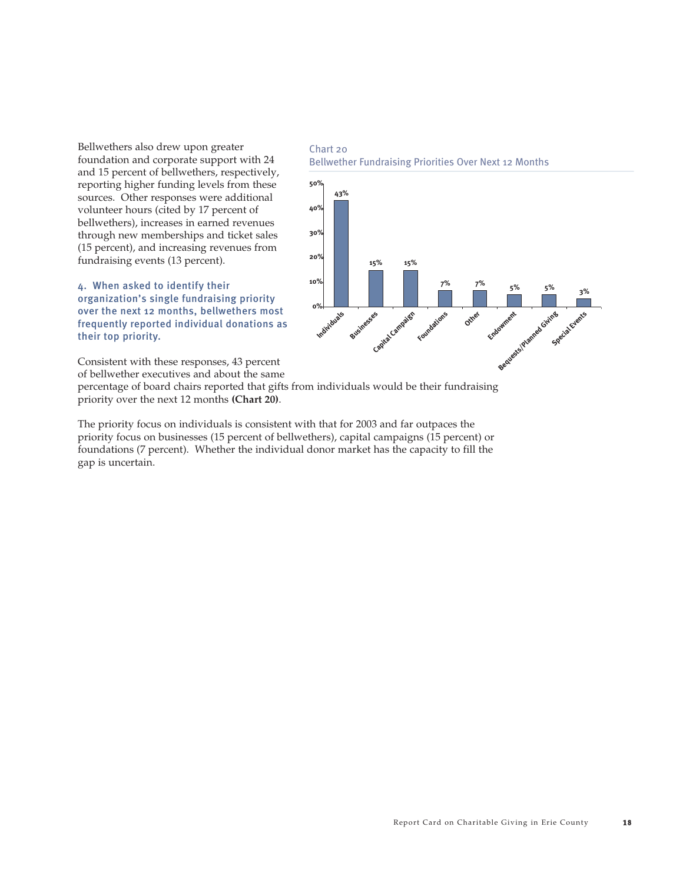Bellwethers also drew upon greater foundation and corporate support with 24 and 15 percent of bellwethers, respectively, reporting higher funding levels from these sources. Other responses were additional volunteer hours (cited by 17 percent of bellwethers), increases in earned revenues through new memberships and ticket sales (15 percent), and increasing revenues from fundraising events (13 percent).

### 4. When asked to identify their organization's single fundraising priority over the next 12 months, bellwethers most frequently reported individual donations as their top priority.

Consistent with these responses, 43 percent of bellwether executives and about the same percentage of board chairs reported that gifts from individuals would be their fundraising priority over the next 12 months **(Chart 20)**.

The priority focus on individuals is consistent with that for 2003 and far outpaces the priority focus on businesses (15 percent of bellwethers), capital campaigns (15 percent) or foundations (7 percent). Whether the individual donor market has the capacity to fill the gap is uncertain.

Chart 20

Bellwether Fundraising Priorities Over Next 12 Months

| Priority | Percent |
|---|---|
| Individuals | 43% |
| Businesses | 15% |
| Capital Campaign | 15% |
| Foundations | 7% |
| Other | 7% |
| Endowment | 5% |
| Bequests/Planned Giving | 5% |
| Special Events | 3% |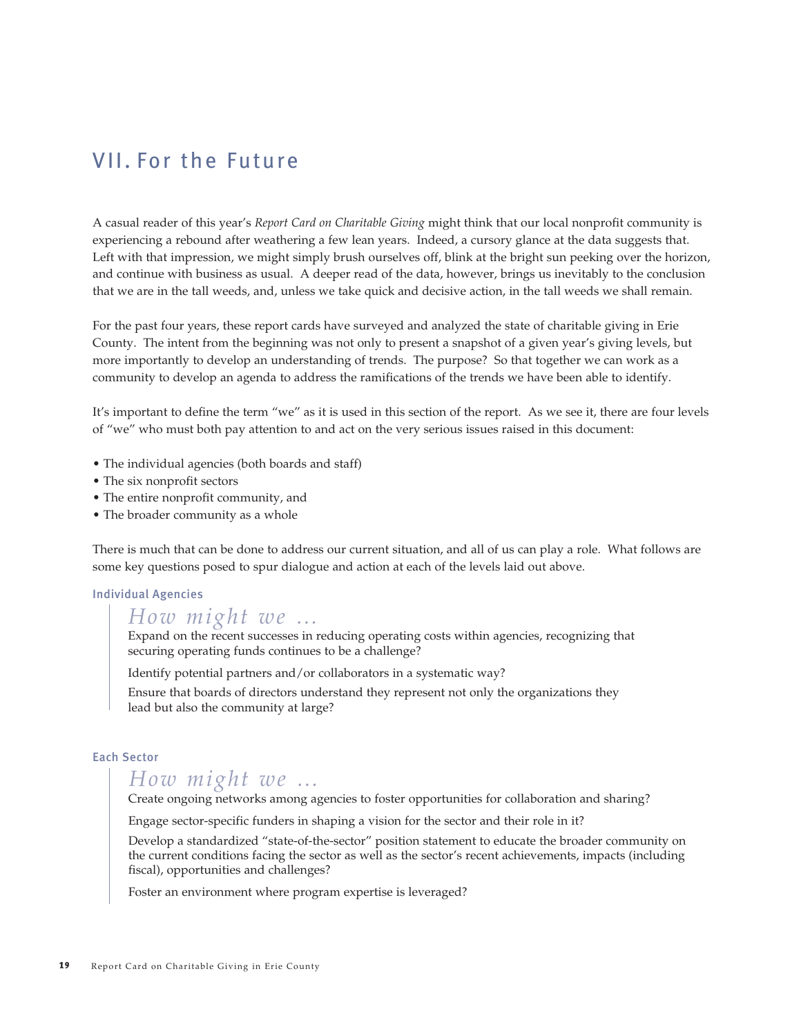## VII. For the Future

A casual reader of this year's *Report Card on Charitable Giving* might think that our local nonprofit community is experiencing a rebound after weathering a few lean years. Indeed, a cursory glance at the data suggests that. Left with that impression, we might simply brush ourselves off, blink at the bright sun peeking over the horizon, and continue with business as usual. A deeper read of the data, however, brings us inevitably to the conclusion that we are in the tall weeds, and, unless we take quick and decisive action, in the tall weeds we shall remain.

For the past four years, these report cards have surveyed and analyzed the state of charitable giving in Erie County. The intent from the beginning was not only to present a snapshot of a given year's giving levels, but more importantly to develop an understanding of trends. The purpose? So that together we can work as a community to develop an agenda to address the ramifications of the trends we have been able to identify.

It's important to define the term "we" as it is used in this section of the report. As we see it, there are four levels of "we" who must both pay attention to and act on the very serious issues raised in this document:

- The individual agencies (both boards and staff)
- The six nonprofit sectors
- The entire nonprofit community, and
- The broader community as a whole

There is much that can be done to address our current situation, and all of us can play a role. What follows are some key questions posed to spur dialogue and action at each of the levels laid out above.

### Individual Agencies

> *How might we …*
>
> Expand on the recent successes in reducing operating costs within agencies, recognizing that securing operating funds continues to be a challenge?
>
> Identify potential partners and/or collaborators in a systematic way?
>
> Ensure that boards of directors understand they represent not only the organizations they lead but also the community at large?

### Each Sector

> *How might we …*
>
> Create ongoing networks among agencies to foster opportunities for collaboration and sharing?
>
> Engage sector-specific funders in shaping a vision for the sector and their role in it?
>
> Develop a standardized "state-of-the-sector" position statement to educate the broader community on the current conditions facing the sector as well as the sector's recent achievements, impacts (including fiscal), opportunities and challenges?
>
> Foster an environment where program expertise is leveraged?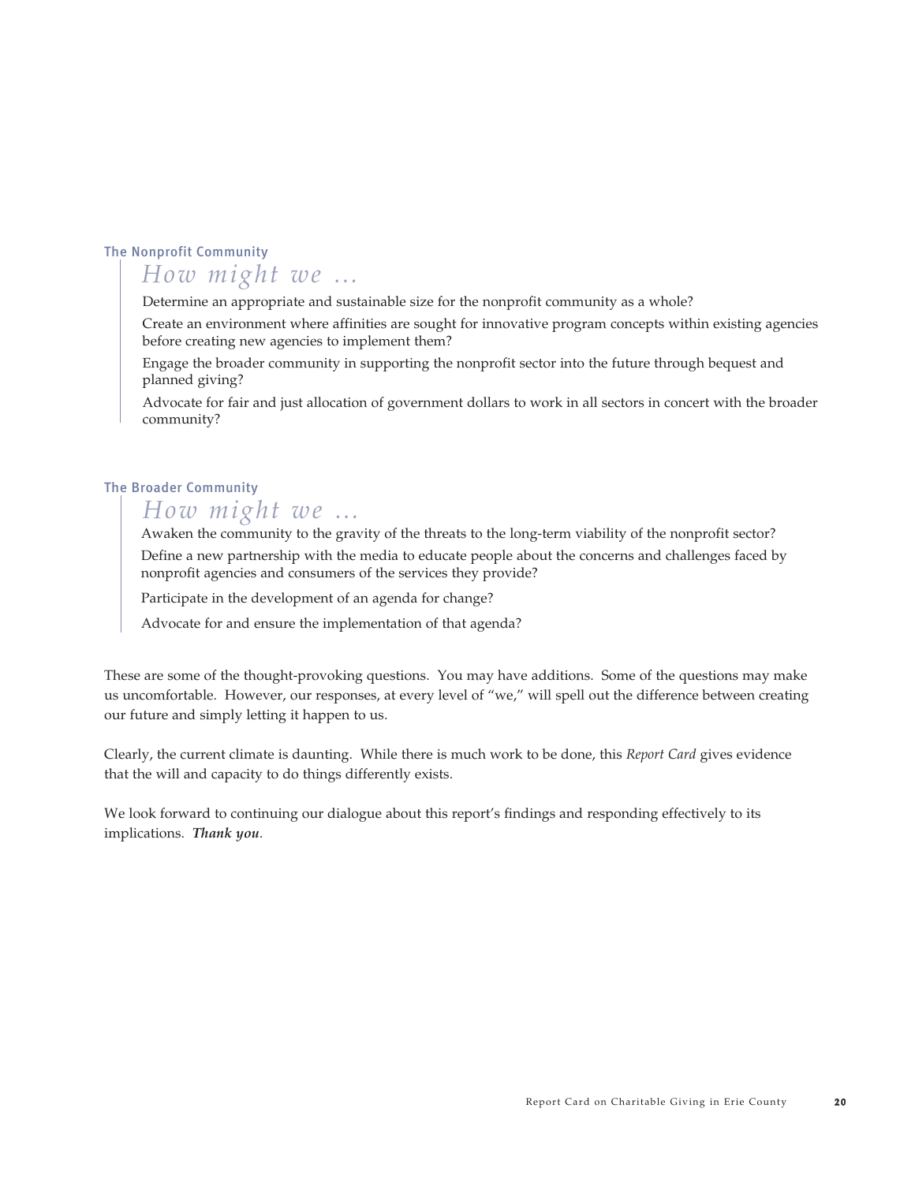### The Nonprofit Community

*How might we …*

Determine an appropriate and sustainable size for the nonprofit community as a whole?

Create an environment where affinities are sought for innovative program concepts within existing agencies before creating new agencies to implement them?

Engage the broader community in supporting the nonprofit sector into the future through bequest and planned giving?

Advocate for fair and just allocation of government dollars to work in all sectors in concert with the broader community?

### The Broader Community

*How might we …*

Awaken the community to the gravity of the threats to the long-term viability of the nonprofit sector?

Define a new partnership with the media to educate people about the concerns and challenges faced by nonprofit agencies and consumers of the services they provide?

Participate in the development of an agenda for change?

Advocate for and ensure the implementation of that agenda?

These are some of the thought-provoking questions. You may have additions. Some of the questions may make us uncomfortable. However, our responses, at every level of "we," will spell out the difference between creating our future and simply letting it happen to us.

Clearly, the current climate is daunting. While there is much work to be done, this *Report Card* gives evidence that the will and capacity to do things differently exists.

We look forward to continuing our dialogue about this report's findings and responding effectively to its implications. ***Thank you***.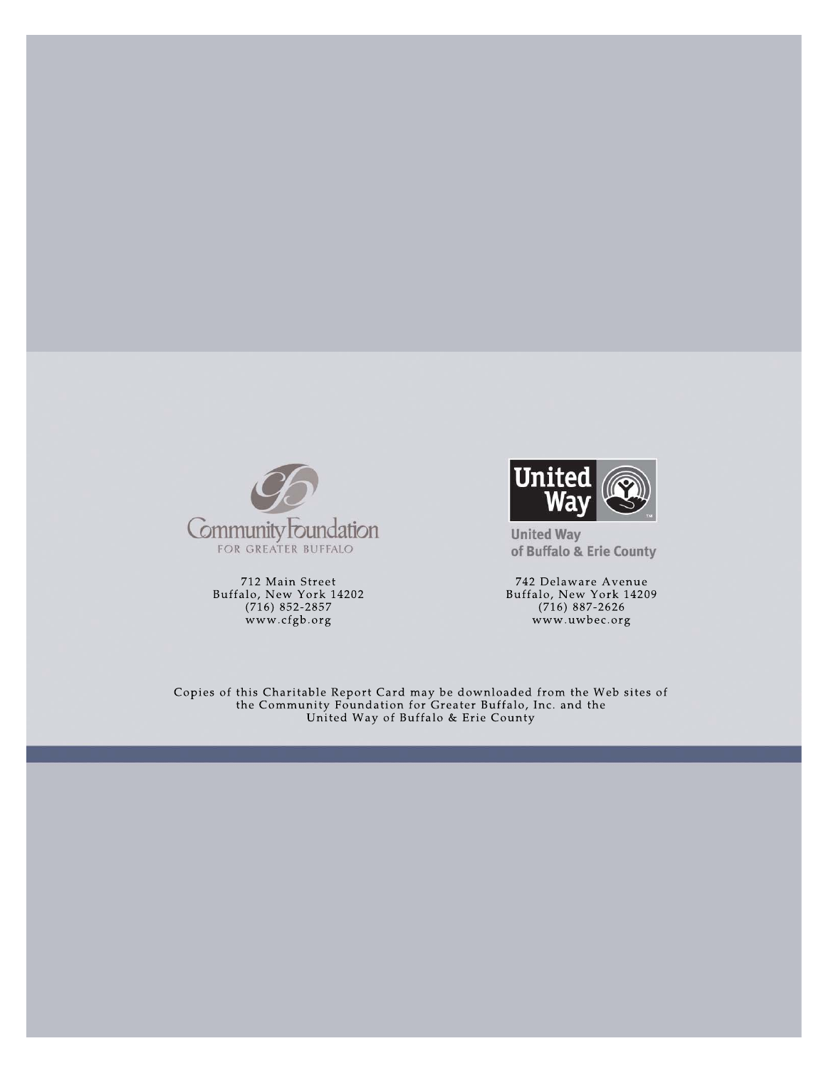Community Foundation
FOR GREATER BUFFALO

712 Main Street
Buffalo, New York 14202
(716) 852-2857
www.cfgb.org

United Way

United Way
of Buffalo & Erie County

742 Delaware Avenue
Buffalo, New York 14209
(716) 887-2626
www.uwbec.org

Copies of this Charitable Report Card may be downloaded from the Web sites of the Community Foundation for Greater Buffalo, Inc. and the United Way of Buffalo & Erie County